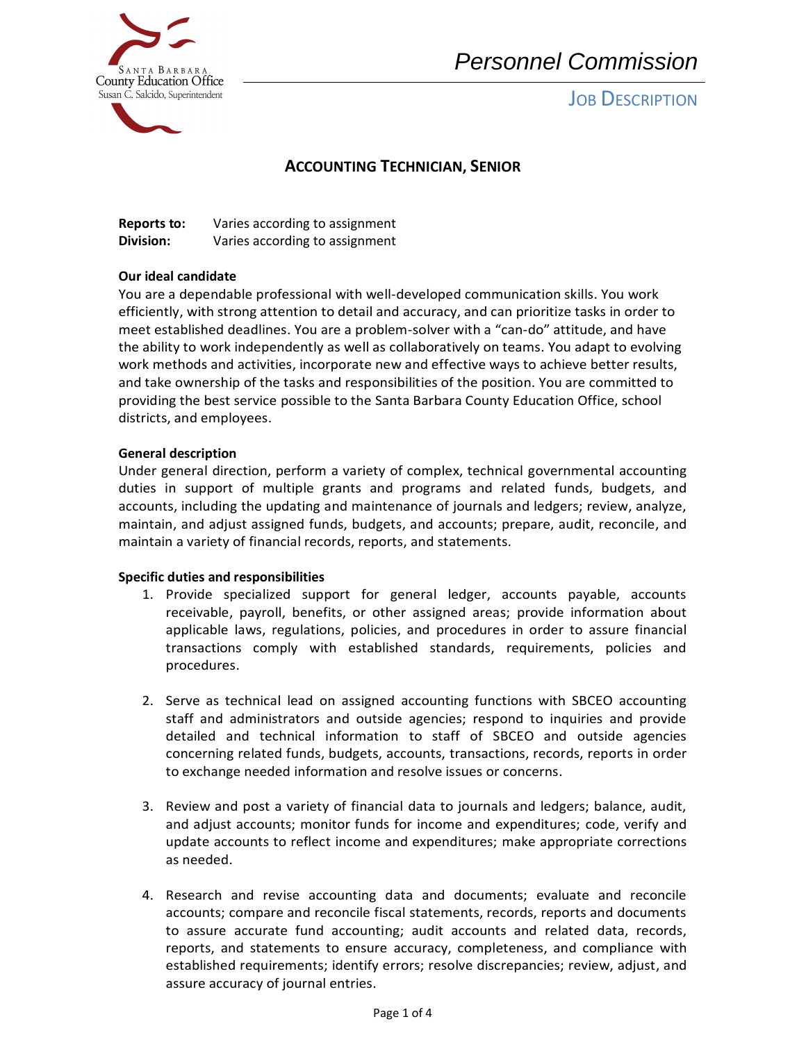Santa Barbara County Education Office
Susan C. Salcido, Superintendent

*Personnel Commission*

JOB DESCRIPTION

# ACCOUNTING TECHNICIAN, SENIOR

**Reports to:** Varies according to assignment
**Division:** Varies according to assignment

**Our ideal candidate**

You are a dependable professional with well-developed communication skills. You work efficiently, with strong attention to detail and accuracy, and can prioritize tasks in order to meet established deadlines. You are a problem-solver with a "can-do" attitude, and have the ability to work independently as well as collaboratively on teams. You adapt to evolving work methods and activities, incorporate new and effective ways to achieve better results, and take ownership of the tasks and responsibilities of the position. You are committed to providing the best service possible to the Santa Barbara County Education Office, school districts, and employees.

**General description**

Under general direction, perform a variety of complex, technical governmental accounting duties in support of multiple grants and programs and related funds, budgets, and accounts, including the updating and maintenance of journals and ledgers; review, analyze, maintain, and adjust assigned funds, budgets, and accounts; prepare, audit, reconcile, and maintain a variety of financial records, reports, and statements.

**Specific duties and responsibilities**

1. Provide specialized support for general ledger, accounts payable, accounts receivable, payroll, benefits, or other assigned areas; provide information about applicable laws, regulations, policies, and procedures in order to assure financial transactions comply with established standards, requirements, policies and procedures.

2. Serve as technical lead on assigned accounting functions with SBCEO accounting staff and administrators and outside agencies; respond to inquiries and provide detailed and technical information to staff of SBCEO and outside agencies concerning related funds, budgets, accounts, transactions, records, reports in order to exchange needed information and resolve issues or concerns.

3. Review and post a variety of financial data to journals and ledgers; balance, audit, and adjust accounts; monitor funds for income and expenditures; code, verify and update accounts to reflect income and expenditures; make appropriate corrections as needed.

4. Research and revise accounting data and documents; evaluate and reconcile accounts; compare and reconcile fiscal statements, records, reports and documents to assure accurate fund accounting; audit accounts and related data, records, reports, and statements to ensure accuracy, completeness, and compliance with established requirements; identify errors; resolve discrepancies; review, adjust, and assure accuracy of journal entries.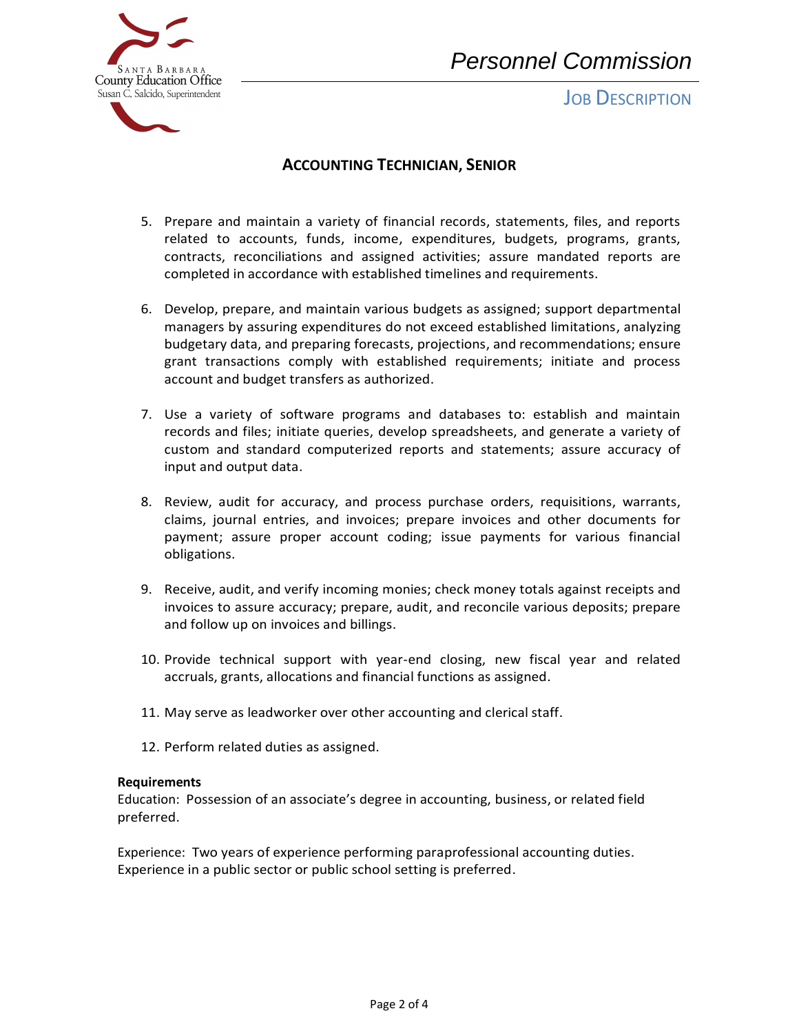## ACCOUNTING TECHNICIAN, SENIOR

5. Prepare and maintain a variety of financial records, statements, files, and reports related to accounts, funds, income, expenditures, budgets, programs, grants, contracts, reconciliations and assigned activities; assure mandated reports are completed in accordance with established timelines and requirements.

6. Develop, prepare, and maintain various budgets as assigned; support departmental managers by assuring expenditures do not exceed established limitations, analyzing budgetary data, and preparing forecasts, projections, and recommendations; ensure grant transactions comply with established requirements; initiate and process account and budget transfers as authorized.

7. Use a variety of software programs and databases to: establish and maintain records and files; initiate queries, develop spreadsheets, and generate a variety of custom and standard computerized reports and statements; assure accuracy of input and output data.

8. Review, audit for accuracy, and process purchase orders, requisitions, warrants, claims, journal entries, and invoices; prepare invoices and other documents for payment; assure proper account coding; issue payments for various financial obligations.

9. Receive, audit, and verify incoming monies; check money totals against receipts and invoices to assure accuracy; prepare, audit, and reconcile various deposits; prepare and follow up on invoices and billings.

10. Provide technical support with year-end closing, new fiscal year and related accruals, grants, allocations and financial functions as assigned.

11. May serve as leadworker over other accounting and clerical staff.

12. Perform related duties as assigned.

**Requirements**

Education: Possession of an associate's degree in accounting, business, or related field preferred.

Experience: Two years of experience performing paraprofessional accounting duties. Experience in a public sector or public school setting is preferred.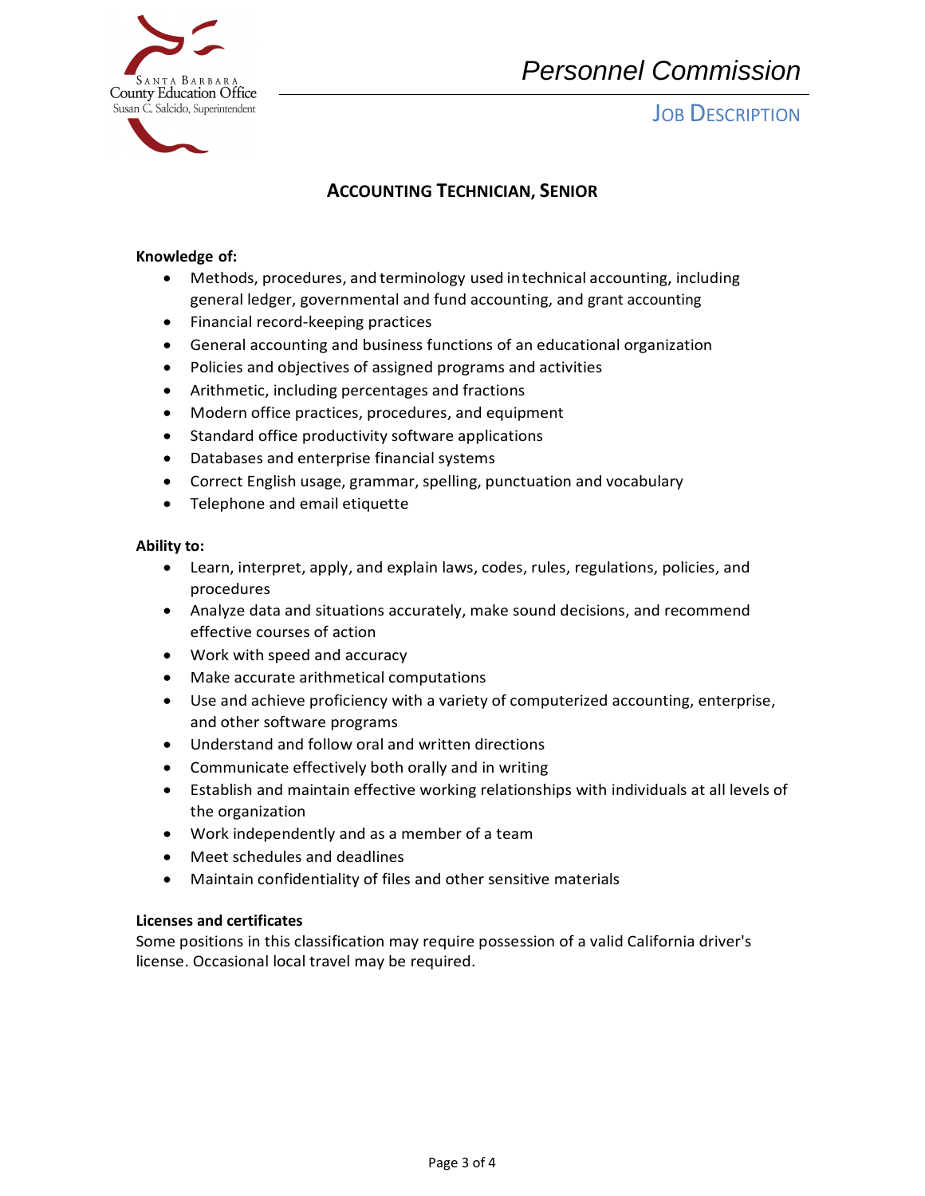# ACCOUNTING TECHNICIAN, SENIOR

**Knowledge of:**

- Methods, procedures, and terminology used in technical accounting, including general ledger, governmental and fund accounting, and grant accounting
- Financial record-keeping practices
- General accounting and business functions of an educational organization
- Policies and objectives of assigned programs and activities
- Arithmetic, including percentages and fractions
- Modern office practices, procedures, and equipment
- Standard office productivity software applications
- Databases and enterprise financial systems
- Correct English usage, grammar, spelling, punctuation and vocabulary
- Telephone and email etiquette

**Ability to:**

- Learn, interpret, apply, and explain laws, codes, rules, regulations, policies, and procedures
- Analyze data and situations accurately, make sound decisions, and recommend effective courses of action
- Work with speed and accuracy
- Make accurate arithmetical computations
- Use and achieve proficiency with a variety of computerized accounting, enterprise, and other software programs
- Understand and follow oral and written directions
- Communicate effectively both orally and in writing
- Establish and maintain effective working relationships with individuals at all levels of the organization
- Work independently and as a member of a team
- Meet schedules and deadlines
- Maintain confidentiality of files and other sensitive materials

**Licenses and certificates**

Some positions in this classification may require possession of a valid California driver's license. Occasional local travel may be required.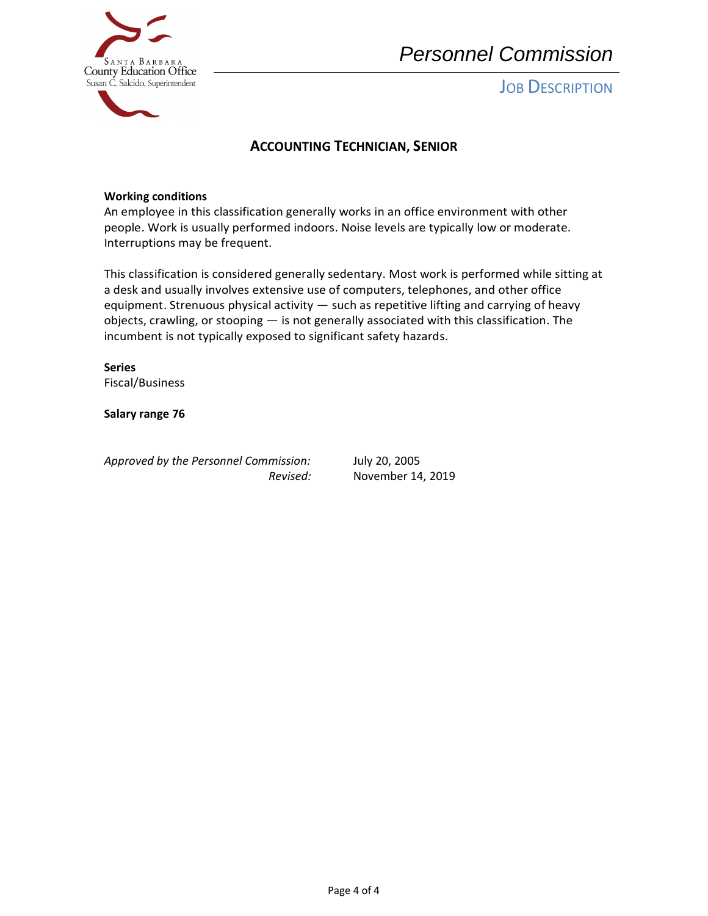# Accounting Technician, Senior

**Working conditions**

An employee in this classification generally works in an office environment with other people. Work is usually performed indoors. Noise levels are typically low or moderate. Interruptions may be frequent.

This classification is considered generally sedentary. Most work is performed while sitting at a desk and usually involves extensive use of computers, telephones, and other office equipment. Strenuous physical activity — such as repetitive lifting and carrying of heavy objects, crawling, or stooping — is not generally associated with this classification. The incumbent is not typically exposed to significant safety hazards.

**Series**

Fiscal/Business

**Salary range 76**

*Approved by the Personnel Commission:* July 20, 2005
*Revised:* November 14, 2019